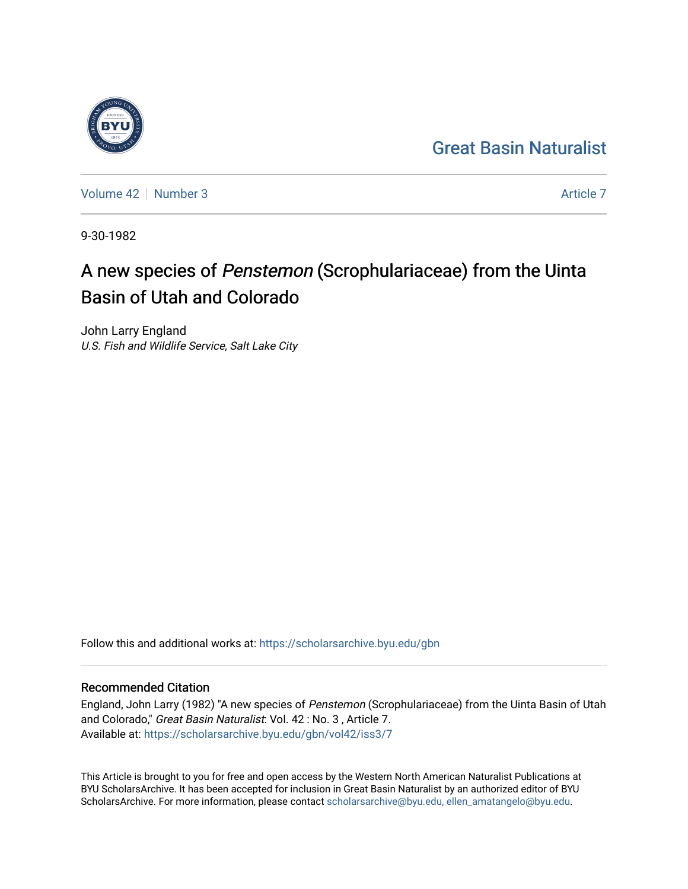Great Basin Naturalist

Volume 42 | Number 3 | Article 7

9-30-1982

# A new species of *Penstemon* (Scrophulariaceae) from the Uinta Basin of Utah and Colorado

John Larry England
*U.S. Fish and Wildlife Service, Salt Lake City*

Follow this and additional works at: https://scholarsarchive.byu.edu/gbn

## Recommended Citation

England, John Larry (1982) "A new species of *Penstemon* (Scrophulariaceae) from the Uinta Basin of Utah and Colorado," *Great Basin Naturalist*: Vol. 42 : No. 3 , Article 7.
Available at: https://scholarsarchive.byu.edu/gbn/vol42/iss3/7

This Article is brought to you for free and open access by the Western North American Naturalist Publications at BYU ScholarsArchive. It has been accepted for inclusion in Great Basin Naturalist by an authorized editor of BYU ScholarsArchive. For more information, please contact scholarsarchive@byu.edu, ellen_amatangelo@byu.edu.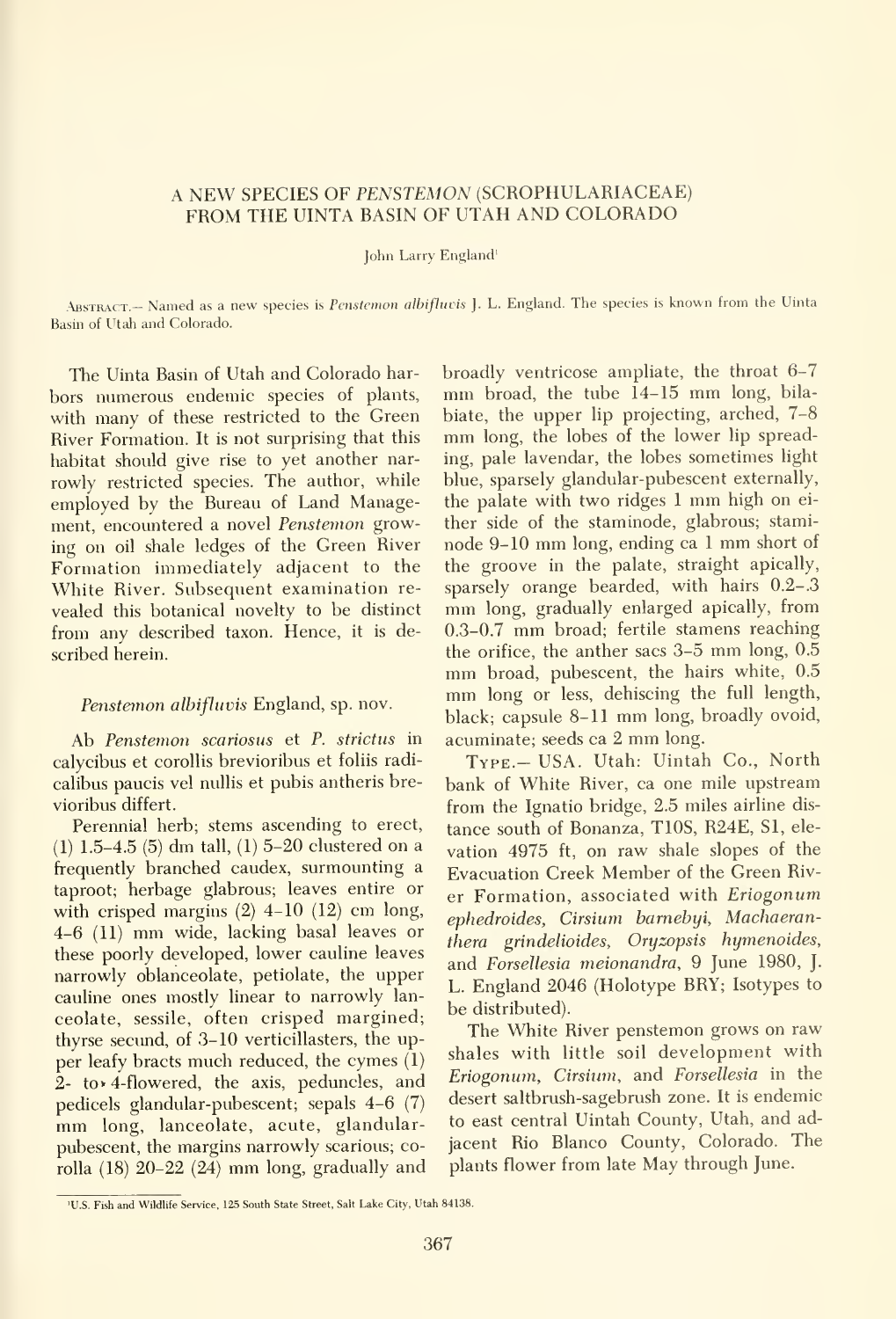# A NEW SPECIES OF *PENSTEMON* (SCROPHULARIACEAE) FROM THE UINTA BASIN OF UTAH AND COLORADO

John Larry England[1]

ABSTRACT.— Named as a new species is *Penstemon albifluvis* J. L. England. The species is known from the Uinta Basin of Utah and Colorado.

The Uinta Basin of Utah and Colorado harbors numerous endemic species of plants, with many of these restricted to the Green River Formation. It is not surprising that this habitat should give rise to yet another narrowly restricted species. The author, while employed by the Bureau of Land Management, encountered a novel *Penstemon* growing on oil shale ledges of the Green River Formation immediately adjacent to the White River. Subsequent examination revealed this botanical novelty to be distinct from any described taxon. Hence, it is described herein.

*Penstemon albifluvis* England, sp. nov.

Ab *Penstemon scariosus* et *P. strictus* in calycibus et corollis brevioribus et foliis radicalibus paucis vel nullis et pubis antheris brevioribus differt.

Perennial herb; stems ascending to erect, (1) 1.5–4.5 (5) dm tall, (1) 5–20 clustered on a frequently branched caudex, surmounting a taproot; herbage glabrous; leaves entire or with crisped margins (2) 4–10 (12) cm long, 4–6 (11) mm wide, lacking basal leaves or these poorly developed, lower cauline leaves narrowly oblanceolate, petiolate, the upper cauline ones mostly linear to narrowly lanceolate, sessile, often crisped margined; thyrse secund, of 3–10 verticillasters, the upper leafy bracts much reduced, the cymes (1) 2- to 4-flowered, the axis, peduncles, and pedicels glandular-pubescent; sepals 4–6 (7) mm long, lanceolate, acute, glandular-pubescent, the margins narrowly scarious; corolla (18) 20–22 (24) mm long, gradually and broadly ventricose ampliate, the throat 6–7 mm broad, the tube 14–15 mm long, bilabiate, the upper lip projecting, arched, 7–8 mm long, the lobes of the lower lip spreading, pale lavendar, the lobes sometimes light blue, sparsely glandular-pubescent externally, the palate with two ridges 1 mm high on either side of the staminode, glabrous; staminode 9–10 mm long, ending ca 1 mm short of the groove in the palate, straight apically, sparsely orange bearded, with hairs 0.2–.3 mm long, gradually enlarged apically, from 0.3–0.7 mm broad; fertile stamens reaching the orifice, the anther sacs 3–5 mm long, 0.5 mm broad, pubescent, the hairs white, 0.5 mm long or less, dehiscing the full length, black; capsule 8–11 mm long, broadly ovoid, acuminate; seeds ca 2 mm long.

TYPE.— USA. Utah: Uintah Co., North bank of White River, ca one mile upstream from the Ignatio bridge, 2.5 miles airline distance south of Bonanza, T10S, R24E, S1, elevation 4975 ft, on raw shale slopes of the Evacuation Creek Member of the Green River Formation, associated with *Eriogonum ephedroides, Cirsium barnebyi, Machaeranthera grindelioides, Oryzopsis hymenoides,* and *Forsellesia meionandra*, 9 June 1980, J. L. England 2046 (Holotype BRY; Isotypes to be distributed).

The White River penstemon grows on raw shales with little soil development with *Eriogonum, Cirsium,* and *Forsellesia* in the desert saltbrush-sagebrush zone. It is endemic to east central Uintah County, Utah, and adjacent Rio Blanco County, Colorado. The plants flower from late May through June.

[1] U.S. Fish and Wildlife Service, 125 South State Street, Salt Lake City, Utah 84138.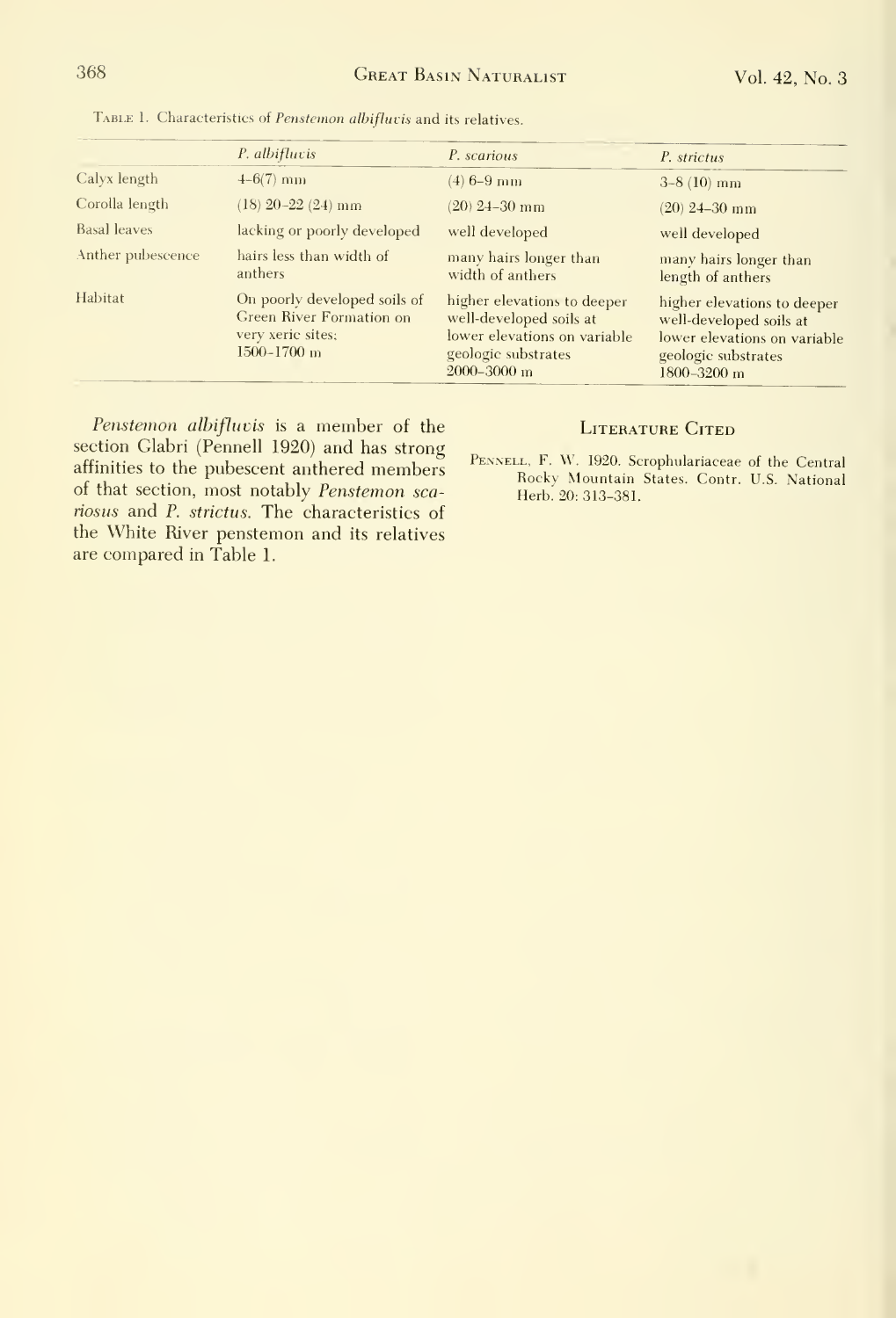Table 1. Characteristics of *Penstemon albifluvis* and its relatives.

| | *P. albifluvis* | *P. scarious* | *P. strictus* |
|---|---|---|---|
| Calyx length | 4–6(7) mm | (4) 6–9 mm | 3–8 (10) mm |
| Corolla length | (18) 20–22 (24) mm | (20) 24–30 mm | (20) 24–30 mm |
| Basal leaves | lacking or poorly developed | well developed | well developed |
| Anther pubescence | hairs less than width of anthers | many hairs longer than width of anthers | many hairs longer than length of anthers |
| Habitat | On poorly developed soils of Green River Formation on very xeric sites; 1500–1700 m | higher elevations to deeper well-developed soils at lower elevations on variable geologic substrates 2000–3000 m | higher elevations to deeper well-developed soils at lower elevations on variable geologic substrates 1800–3200 m |

*Penstemon albifluvis* is a member of the section Glabri (Pennell 1920) and has strong affinities to the pubescent anthered members of that section, most notably *Penstemon scariosus* and *P. strictus*. The characteristics of the White River penstemon and its relatives are compared in Table 1.

## Literature Cited

Pennell, F. W. 1920. Scrophulariaceae of the Central Rocky Mountain States. Contr. U.S. National Herb. 20: 313–381.